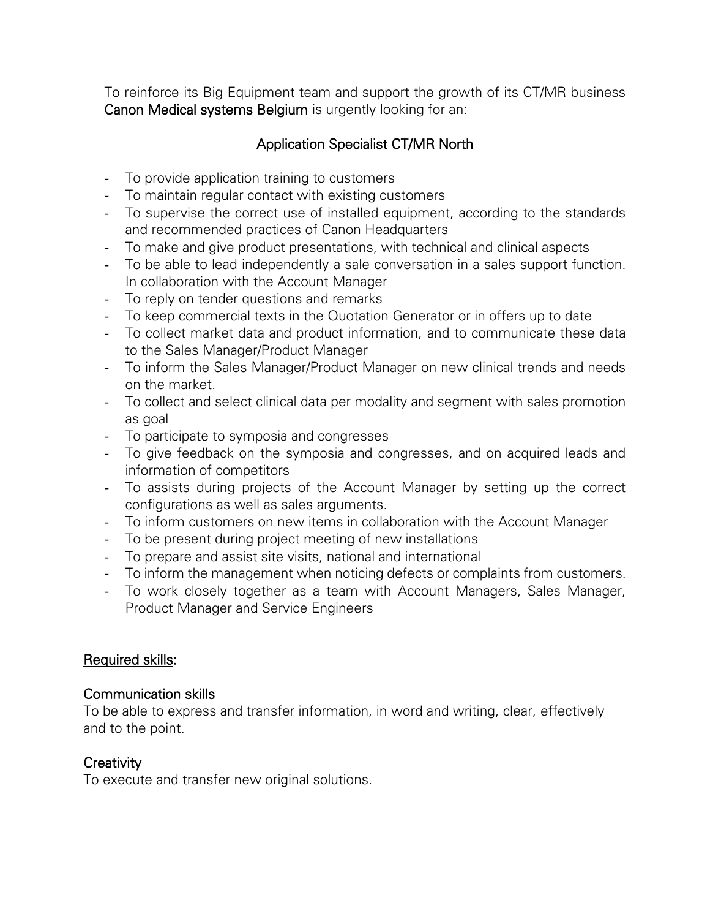To reinforce its Big Equipment team and support the growth of its CT/MR business **Canon Medical systems Belgium** is urgently looking for an:

## Application Specialist CT/MR North

- To provide application training to customers
- To maintain regular contact with existing customers
- To supervise the correct use of installed equipment, according to the standards and recommended practices of Canon Headquarters
- To make and give product presentations, with technical and clinical aspects
- To be able to lead independently a sale conversation in a sales support function. In collaboration with the Account Manager
- To reply on tender questions and remarks
- To keep commercial texts in the Quotation Generator or in offers up to date
- To collect market data and product information, and to communicate these data to the Sales Manager/Product Manager
- To inform the Sales Manager/Product Manager on new clinical trends and needs on the market.
- To collect and select clinical data per modality and segment with sales promotion as goal
- To participate to symposia and congresses
- To give feedback on the symposia and congresses, and on acquired leads and information of competitors
- To assists during projects of the Account Manager by setting up the correct configurations as well as sales arguments.
- To inform customers on new items in collaboration with the Account Manager
- To be present during project meeting of new installations
- To prepare and assist site visits, national and international
- To inform the management when noticing defects or complaints from customers.
- To work closely together as a team with Account Managers, Sales Manager, Product Manager and Service Engineers

### Required skills:

#### Communication skills

To be able to express and transfer information, in word and writing, clear, effectively and to the point.

#### Creativity

To execute and transfer new original solutions.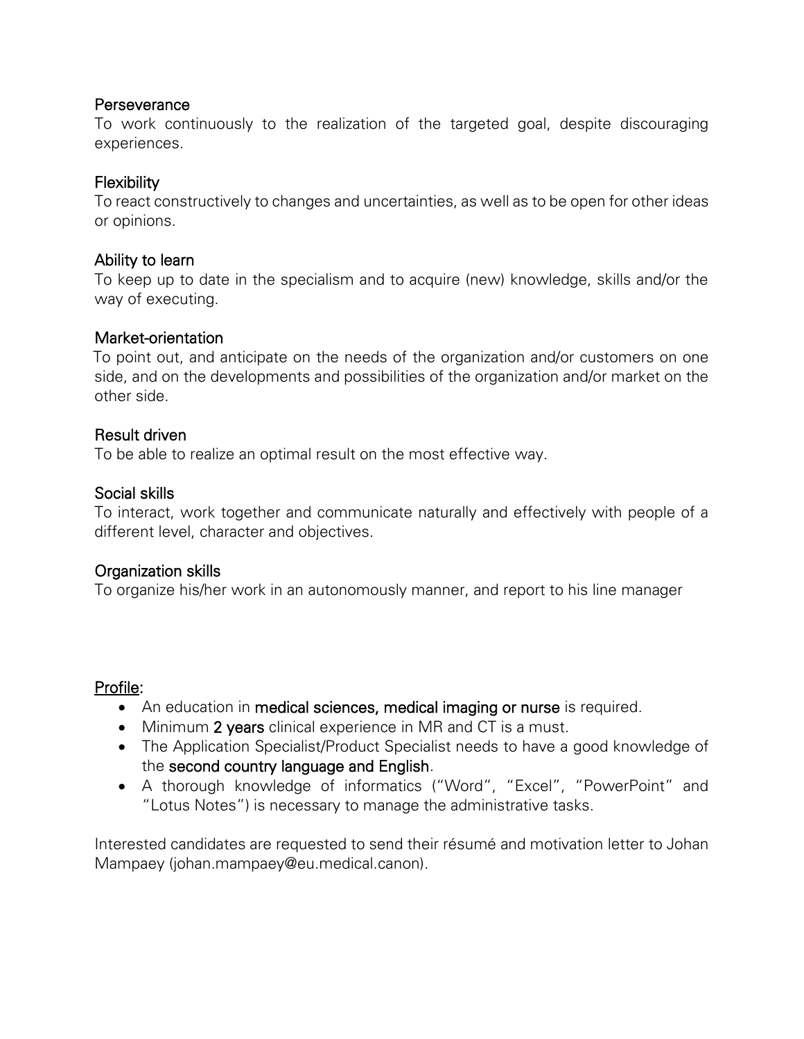Perseverance

To work continuously to the realization of the targeted goal, despite discouraging experiences.

Flexibility

To react constructively to changes and uncertainties, as well as to be open for other ideas or opinions.

Ability to learn

To keep up to date in the specialism and to acquire (new) knowledge, skills and/or the way of executing.

Market-orientation

To point out, and anticipate on the needs of the organization and/or customers on one side, and on the developments and possibilities of the organization and/or market on the other side.

Result driven

To be able to realize an optimal result on the most effective way.

Social skills

To interact, work together and communicate naturally and effectively with people of a different level, character and objectives.

Organization skills

To organize his/her work in an autonomously manner, and report to his line manager

Profile:

- An education in medical sciences, medical imaging or nurse is required.
- Minimum 2 years clinical experience in MR and CT is a must.
- The Application Specialist/Product Specialist needs to have a good knowledge of the second country language and English.
- A thorough knowledge of informatics ("Word", "Excel", "PowerPoint" and "Lotus Notes") is necessary to manage the administrative tasks.

Interested candidates are requested to send their résumé and motivation letter to Johan Mampaey (johan.mampaey@eu.medical.canon).